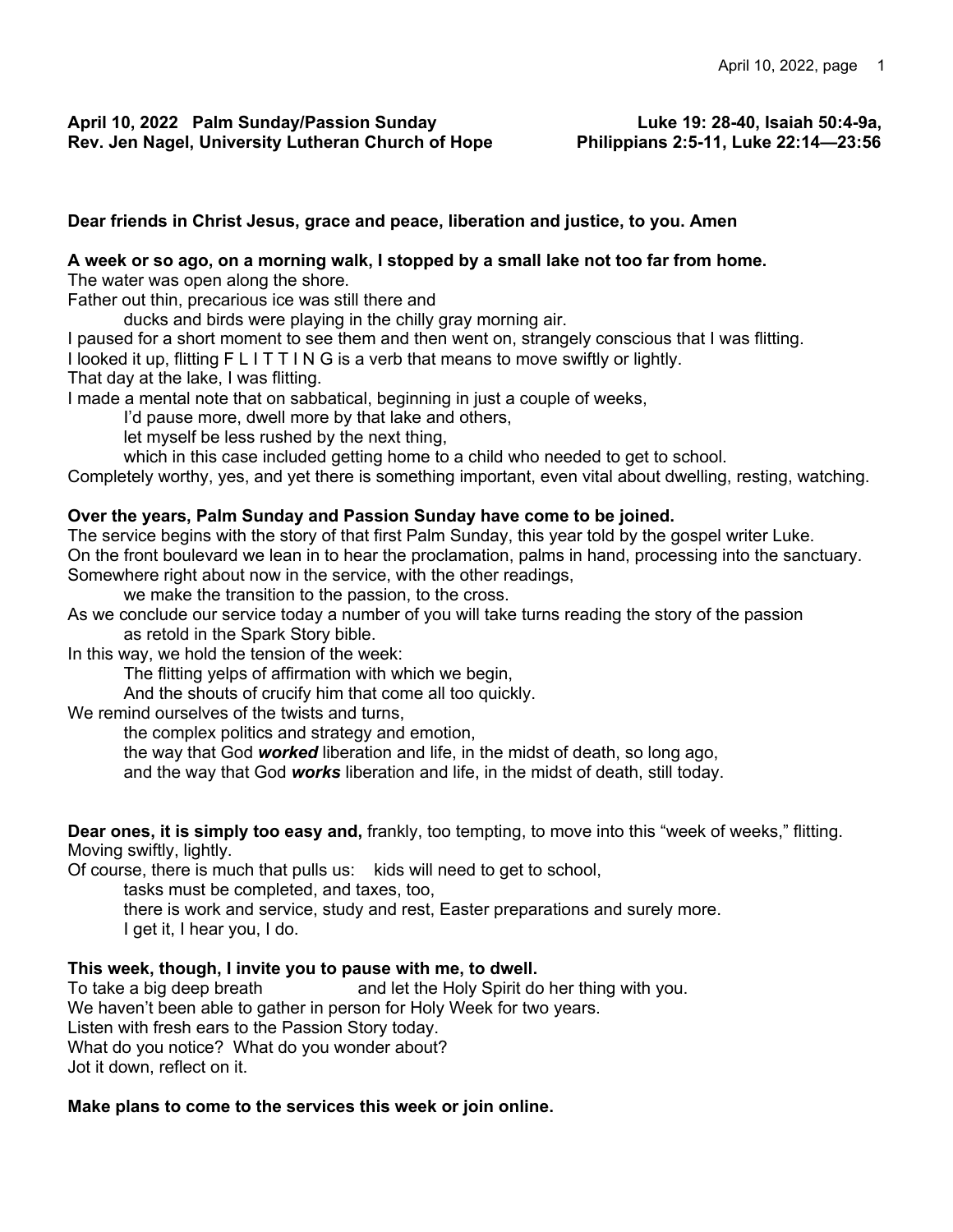**April 10, 2022 Palm Sunday/Passion Sunday Luke 19: 28-40, Isaiah 50:4-9a,**
**Rev. Jen Nagel, University Lutheran Church of Hope Philippians 2:5-11, Luke 22:14—23:56**

**Dear friends in Christ Jesus, grace and peace, liberation and justice, to you. Amen**

**A week or so ago, on a morning walk, I stopped by a small lake not too far from home.**
The water was open along the shore.
Father out thin, precarious ice was still there and
 ducks and birds were playing in the chilly gray morning air.
I paused for a short moment to see them and then went on, strangely conscious that I was flitting.
I looked it up, flitting F L I T T I N G is a verb that means to move swiftly or lightly.
That day at the lake, I was flitting.
I made a mental note that on sabbatical, beginning in just a couple of weeks,
 I'd pause more, dwell more by that lake and others,
 let myself be less rushed by the next thing,
 which in this case included getting home to a child who needed to get to school.
Completely worthy, yes, and yet there is something important, even vital about dwelling, resting, watching.

**Over the years, Palm Sunday and Passion Sunday have come to be joined.**
The service begins with the story of that first Palm Sunday, this year told by the gospel writer Luke.
On the front boulevard we lean in to hear the proclamation, palms in hand, processing into the sanctuary.
Somewhere right about now in the service, with the other readings,
 we make the transition to the passion, to the cross.
As we conclude our service today a number of you will take turns reading the story of the passion
 as retold in the Spark Story bible.
In this way, we hold the tension of the week:
 The flitting yelps of affirmation with which we begin,
 And the shouts of crucify him that come all too quickly.
We remind ourselves of the twists and turns,
 the complex politics and strategy and emotion,
 the way that God ***worked*** liberation and life, in the midst of death, so long ago,
 and the way that God ***works*** liberation and life, in the midst of death, still today.

**Dear ones, it is simply too easy and,** frankly, too tempting, to move into this "week of weeks," flitting.
Moving swiftly, lightly.
Of course, there is much that pulls us: kids will need to get to school,
 tasks must be completed, and taxes, too,
 there is work and service, study and rest, Easter preparations and surely more.
 I get it, I hear you, I do.

**This week, though, I invite you to pause with me, to dwell.**
To take a big deep breath and let the Holy Spirit do her thing with you.
We haven't been able to gather in person for Holy Week for two years.
Listen with fresh ears to the Passion Story today.
What do you notice? What do you wonder about?
Jot it down, reflect on it.

**Make plans to come to the services this week or join online.**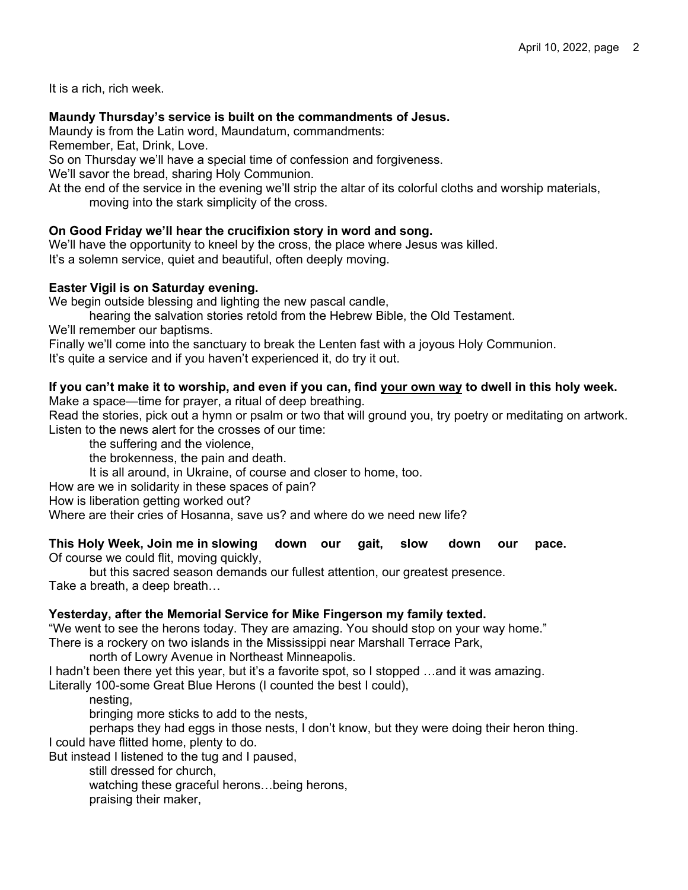It is a rich, rich week.

**Maundy Thursday's service is built on the commandments of Jesus.**
Maundy is from the Latin word, Maundatum, commandments:
Remember, Eat, Drink, Love.
So on Thursday we'll have a special time of confession and forgiveness.
We'll savor the bread, sharing Holy Communion.
At the end of the service in the evening we'll strip the altar of its colorful cloths and worship materials,
    moving into the stark simplicity of the cross.

**On Good Friday we'll hear the crucifixion story in word and song.**
We'll have the opportunity to kneel by the cross, the place where Jesus was killed.
It's a solemn service, quiet and beautiful, often deeply moving.

**Easter Vigil is on Saturday evening.**
We begin outside blessing and lighting the new pascal candle,
    hearing the salvation stories retold from the Hebrew Bible, the Old Testament.
We'll remember our baptisms.
Finally we'll come into the sanctuary to break the Lenten fast with a joyous Holy Communion.
It's quite a service and if you haven't experienced it, do try it out.

**If you can't make it to worship, and even if you can, find <u>your own way</u> to dwell in this holy week.**
Make a space—time for prayer, a ritual of deep breathing.
Read the stories, pick out a hymn or psalm or two that will ground you, try poetry or meditating on artwork.
Listen to the news alert for the crosses of our time:
    the suffering and the violence,
    the brokenness, the pain and death.
    It is all around, in Ukraine, of course and closer to home, too.
How are we in solidarity in these spaces of pain?
How is liberation getting worked out?
Where are their cries of Hosanna, save us? and where do we need new life?

**This Holy Week, Join me in slowing down our gait, slow down our pace.**
Of course we could flit, moving quickly,
    but this sacred season demands our fullest attention, our greatest presence.
Take a breath, a deep breath…

**Yesterday, after the Memorial Service for Mike Fingerson my family texted.**
"We went to see the herons today. They are amazing. You should stop on your way home."
There is a rockery on two islands in the Mississippi near Marshall Terrace Park,
    north of Lowry Avenue in Northeast Minneapolis.
I hadn't been there yet this year, but it's a favorite spot, so I stopped …and it was amazing.
Literally 100-some Great Blue Herons (I counted the best I could),
    nesting,
    bringing more sticks to add to the nests,
    perhaps they had eggs in those nests, I don't know, but they were doing their heron thing.
I could have flitted home, plenty to do.
But instead I listened to the tug and I paused,
    still dressed for church,
    watching these graceful herons…being herons,
    praising their maker,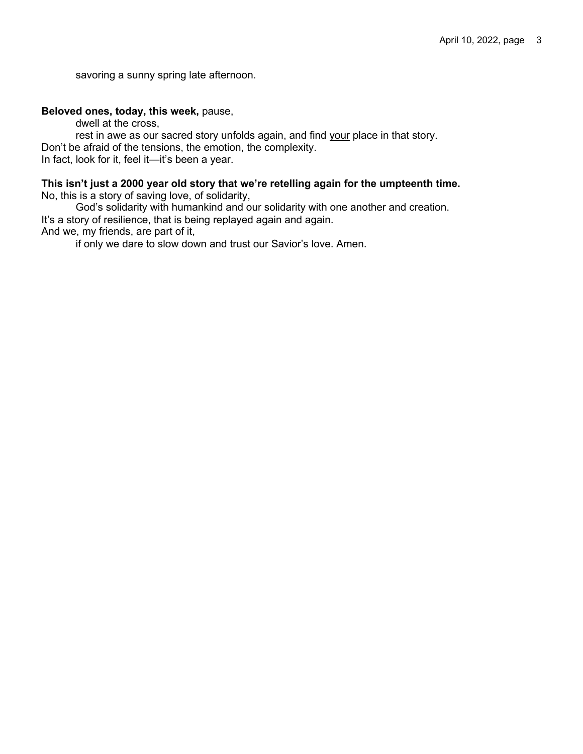savoring a sunny spring late afternoon.

**Beloved ones, today, this week,** pause,
dwell at the cross,
rest in awe as our sacred story unfolds again, and find <u>your</u> place in that story.
Don't be afraid of the tensions, the emotion, the complexity.
In fact, look for it, feel it—it's been a year.

**This isn't just a 2000 year old story that we're retelling again for the umpteenth time.**
No, this is a story of saving love, of solidarity,
God's solidarity with humankind and our solidarity with one another and creation.
It's a story of resilience, that is being replayed again and again.
And we, my friends, are part of it,
if only we dare to slow down and trust our Savior's love. Amen.